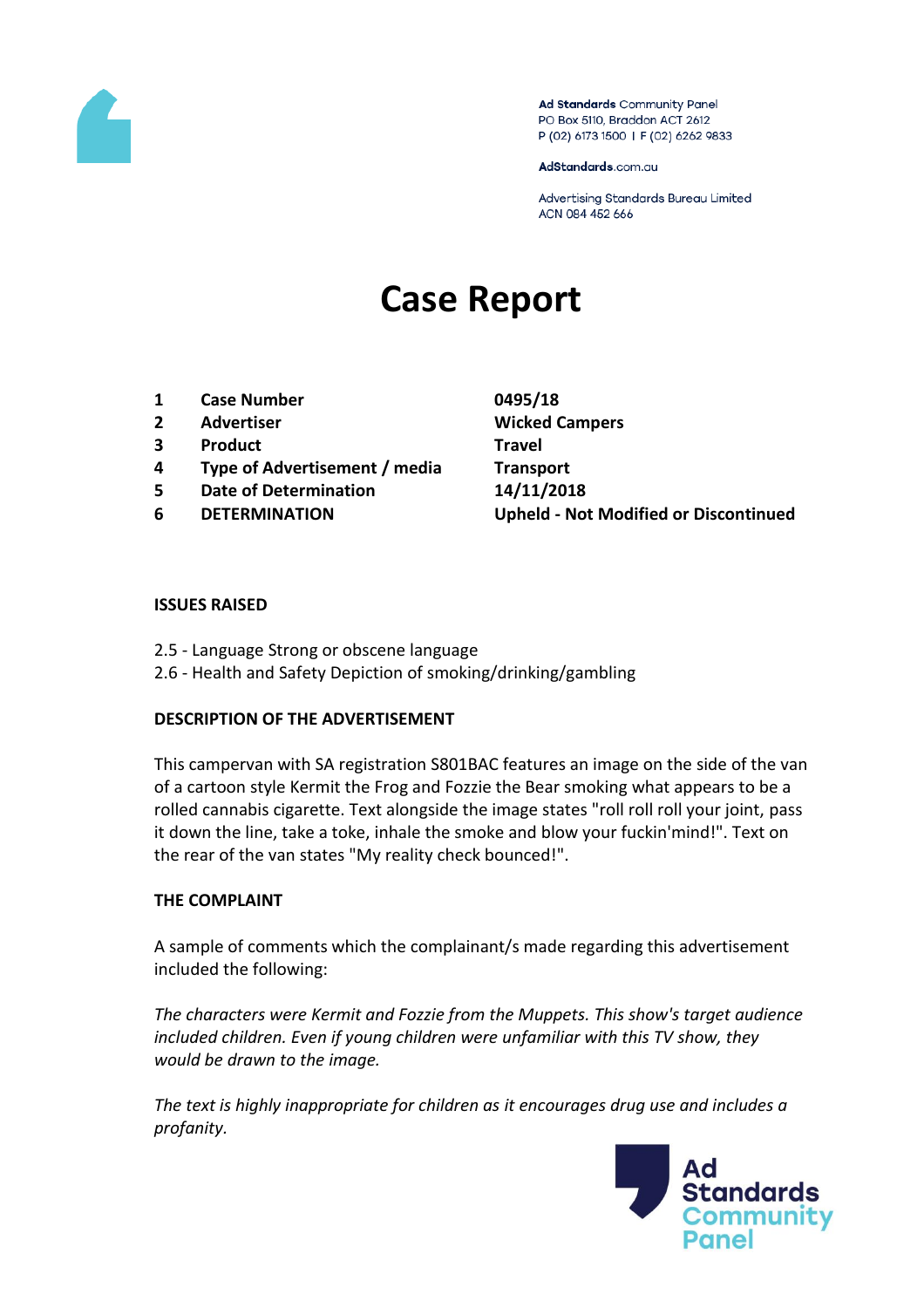Ad Standards Community Panel
PO Box 5110, Braddon ACT 2612
P (02) 6173 1500 | F (02) 6262 9833

AdStandards.com.au

Advertising Standards Bureau Limited
ACN 084 452 666

# Case Report

| | | |
|---|---|---|
| 1 | **Case Number** | **0495/18** |
| 2 | **Advertiser** | **Wicked Campers** |
| 3 | **Product** | **Travel** |
| 4 | **Type of Advertisement / media** | **Transport** |
| 5 | **Date of Determination** | **14/11/2018** |
| 6 | **DETERMINATION** | **Upheld - Not Modified or Discontinued** |

**ISSUES RAISED**

2.5 - Language Strong or obscene language
2.6 - Health and Safety Depiction of smoking/drinking/gambling

**DESCRIPTION OF THE ADVERTISEMENT**

This campervan with SA registration S801BAC features an image on the side of the van of a cartoon style Kermit the Frog and Fozzie the Bear smoking what appears to be a rolled cannabis cigarette. Text alongside the image states "roll roll roll your joint, pass it down the line, take a toke, inhale the smoke and blow your fuckin'mind!". Text on the rear of the van states "My reality check bounced!".

**THE COMPLAINT**

A sample of comments which the complainant/s made regarding this advertisement included the following:

*The characters were Kermit and Fozzie from the Muppets. This show's target audience included children. Even if young children were unfamiliar with this TV show, they would be drawn to the image.*

*The text is highly inappropriate for children as it encourages drug use and includes a profanity.*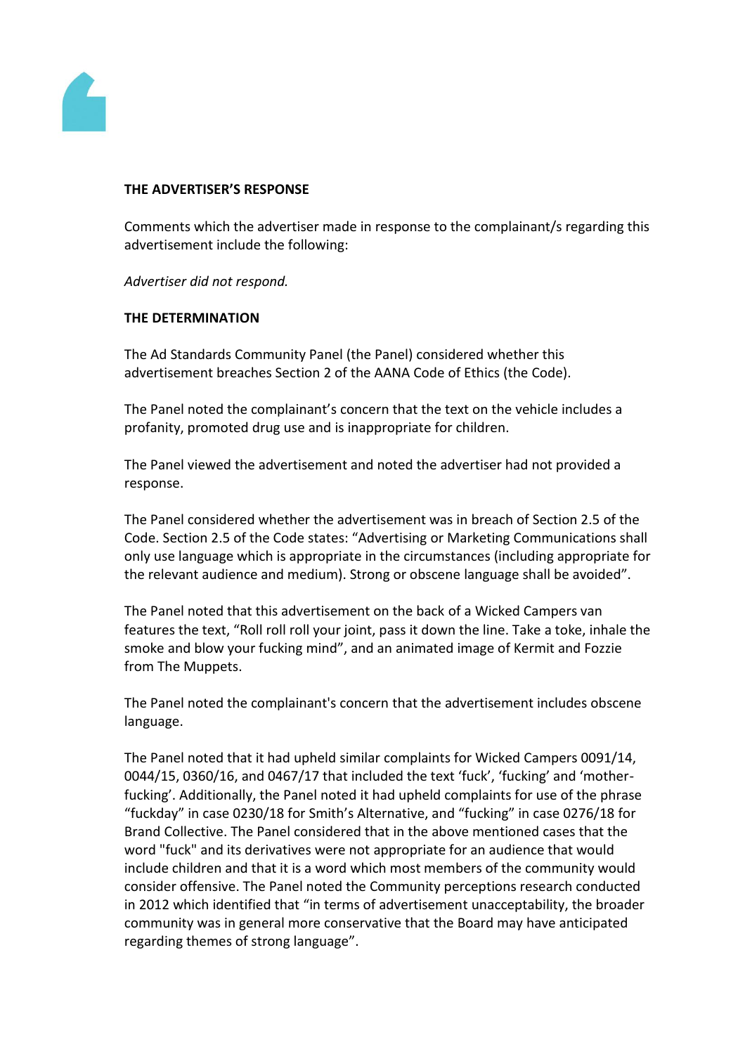**THE ADVERTISER'S RESPONSE**

Comments which the advertiser made in response to the complainant/s regarding this advertisement include the following:

*Advertiser did not respond.*

**THE DETERMINATION**

The Ad Standards Community Panel (the Panel) considered whether this advertisement breaches Section 2 of the AANA Code of Ethics (the Code).

The Panel noted the complainant's concern that the text on the vehicle includes a profanity, promoted drug use and is inappropriate for children.

The Panel viewed the advertisement and noted the advertiser had not provided a response.

The Panel considered whether the advertisement was in breach of Section 2.5 of the Code. Section 2.5 of the Code states: "Advertising or Marketing Communications shall only use language which is appropriate in the circumstances (including appropriate for the relevant audience and medium). Strong or obscene language shall be avoided".

The Panel noted that this advertisement on the back of a Wicked Campers van features the text, "Roll roll roll your joint, pass it down the line. Take a toke, inhale the smoke and blow your fucking mind", and an animated image of Kermit and Fozzie from The Muppets.

The Panel noted the complainant's concern that the advertisement includes obscene language.

The Panel noted that it had upheld similar complaints for Wicked Campers 0091/14, 0044/15, 0360/16, and 0467/17 that included the text 'fuck', 'fucking' and 'mother-fucking'. Additionally, the Panel noted it had upheld complaints for use of the phrase "fuckday" in case 0230/18 for Smith's Alternative, and "fucking" in case 0276/18 for Brand Collective. The Panel considered that in the above mentioned cases that the word "fuck" and its derivatives were not appropriate for an audience that would include children and that it is a word which most members of the community would consider offensive. The Panel noted the Community perceptions research conducted in 2012 which identified that "in terms of advertisement unacceptability, the broader community was in general more conservative that the Board may have anticipated regarding themes of strong language".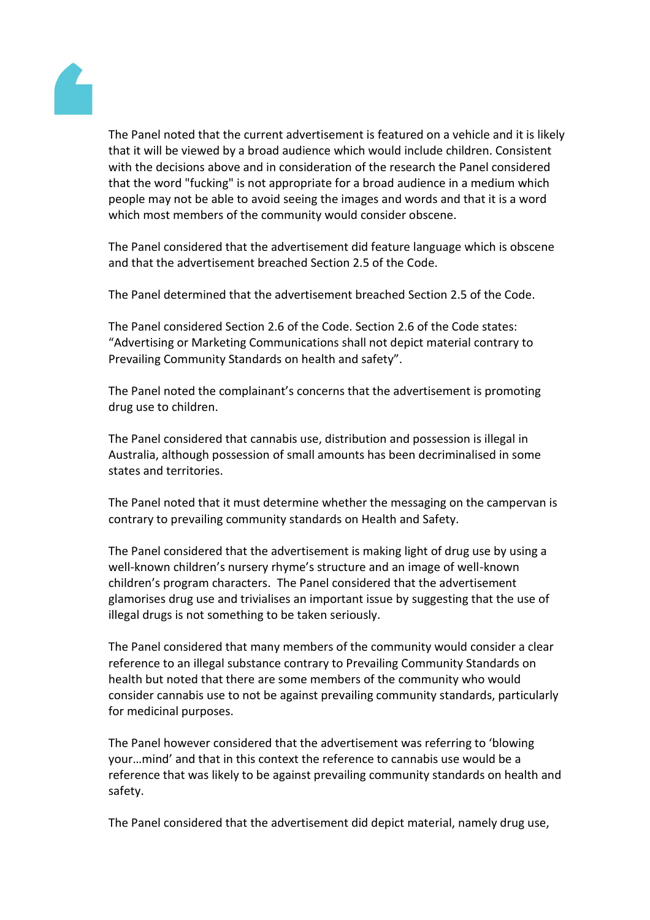The Panel noted that the current advertisement is featured on a vehicle and it is likely that it will be viewed by a broad audience which would include children. Consistent with the decisions above and in consideration of the research the Panel considered that the word "fucking" is not appropriate for a broad audience in a medium which people may not be able to avoid seeing the images and words and that it is a word which most members of the community would consider obscene.

The Panel considered that the advertisement did feature language which is obscene and that the advertisement breached Section 2.5 of the Code.

The Panel determined that the advertisement breached Section 2.5 of the Code.

The Panel considered Section 2.6 of the Code. Section 2.6 of the Code states: "Advertising or Marketing Communications shall not depict material contrary to Prevailing Community Standards on health and safety".

The Panel noted the complainant's concerns that the advertisement is promoting drug use to children.

The Panel considered that cannabis use, distribution and possession is illegal in Australia, although possession of small amounts has been decriminalised in some states and territories.

The Panel noted that it must determine whether the messaging on the campervan is contrary to prevailing community standards on Health and Safety.

The Panel considered that the advertisement is making light of drug use by using a well-known children's nursery rhyme's structure and an image of well-known children's program characters. The Panel considered that the advertisement glamorises drug use and trivialises an important issue by suggesting that the use of illegal drugs is not something to be taken seriously.

The Panel considered that many members of the community would consider a clear reference to an illegal substance contrary to Prevailing Community Standards on health but noted that there are some members of the community who would consider cannabis use to not be against prevailing community standards, particularly for medicinal purposes.

The Panel however considered that the advertisement was referring to 'blowing your…mind' and that in this context the reference to cannabis use would be a reference that was likely to be against prevailing community standards on health and safety.

The Panel considered that the advertisement did depict material, namely drug use,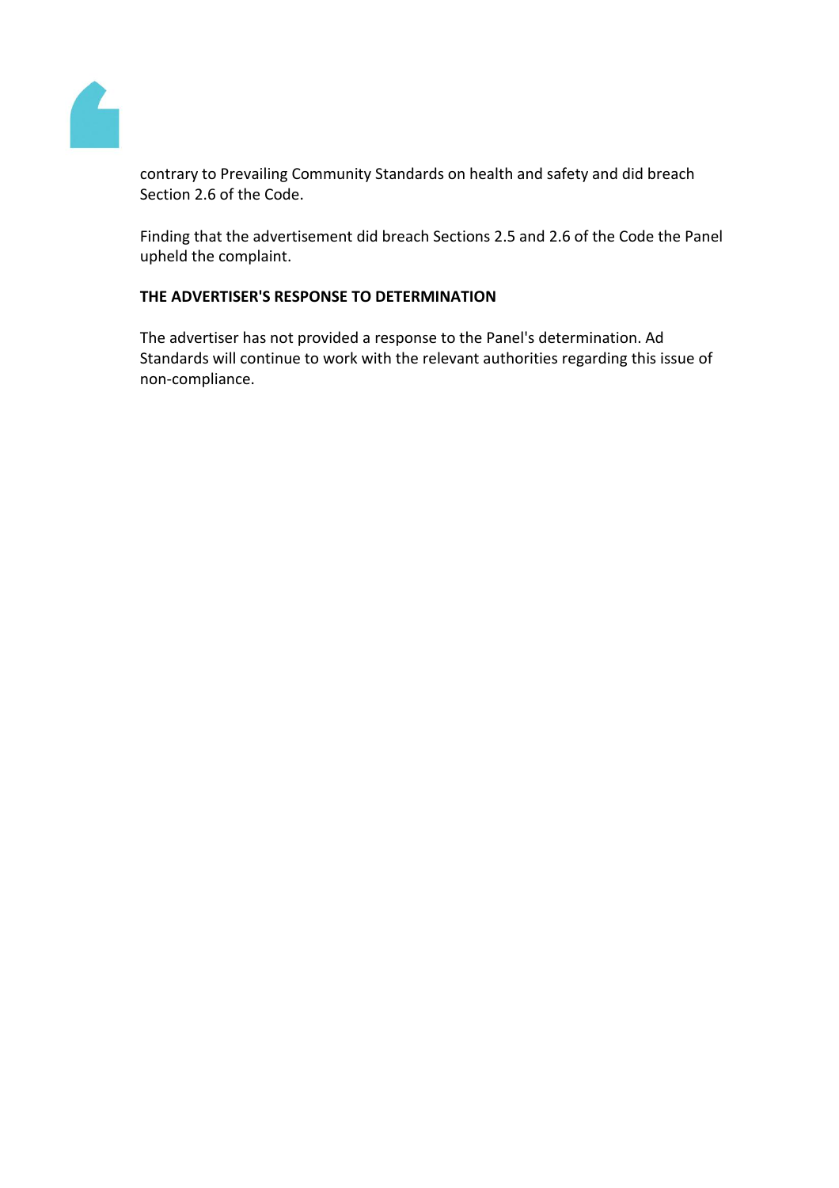contrary to Prevailing Community Standards on health and safety and did breach Section 2.6 of the Code.

Finding that the advertisement did breach Sections 2.5 and 2.6 of the Code the Panel upheld the complaint.

**THE ADVERTISER'S RESPONSE TO DETERMINATION**

The advertiser has not provided a response to the Panel's determination. Ad Standards will continue to work with the relevant authorities regarding this issue of non-compliance.